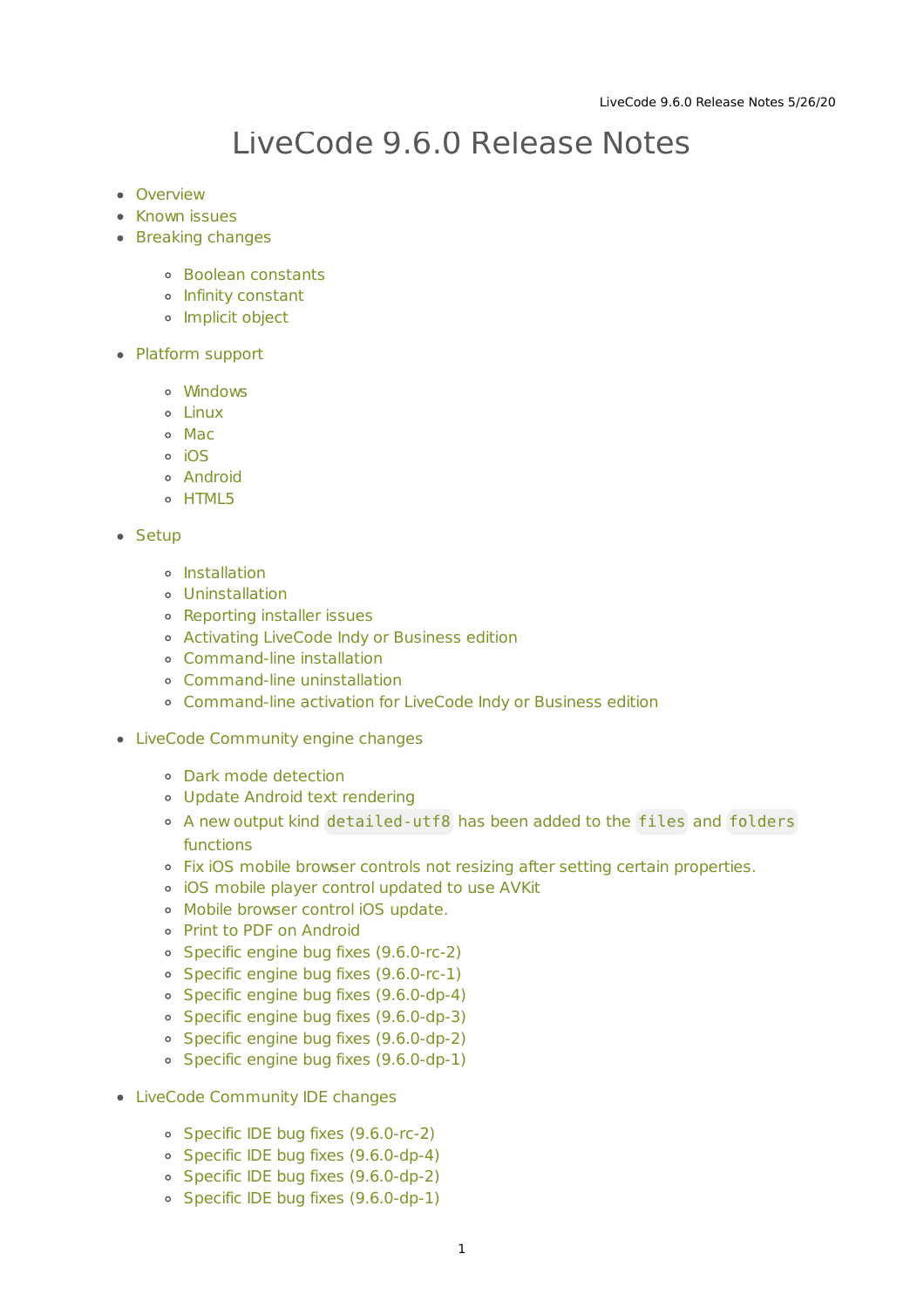# LiveCode 9.6.0 Release Notes

- Overview
- Known issues
- Breaking changes
    - Boolean constants
    - Infinity constant
    - Implicit object
- Platform support
    - Windows
    - Linux
    - Mac
    - iOS
    - Android
    - HTML5
- Setup
    - Installation
    - Uninstallation
    - Reporting installer issues
    - Activating LiveCode Indy or Business edition
    - Command-line installation
    - Command-line uninstallation
    - Command-line activation for LiveCode Indy or Business edition
- LiveCode Community engine changes
    - Dark mode detection
    - Update Android text rendering
    - A new output kind `detailed-utf8` has been added to the `files` and `folders` functions
    - Fix iOS mobile browser controls not resizing after setting certain properties.
    - iOS mobile player control updated to use AVKit
    - Mobile browser control iOS update.
    - Print to PDF on Android
    - Specific engine bug fixes (9.6.0-rc-2)
    - Specific engine bug fixes (9.6.0-rc-1)
    - Specific engine bug fixes (9.6.0-dp-4)
    - Specific engine bug fixes (9.6.0-dp-3)
    - Specific engine bug fixes (9.6.0-dp-2)
    - Specific engine bug fixes (9.6.0-dp-1)
- LiveCode Community IDE changes
    - Specific IDE bug fixes (9.6.0-rc-2)
    - Specific IDE bug fixes (9.6.0-dp-4)
    - Specific IDE bug fixes (9.6.0-dp-2)
    - Specific IDE bug fixes (9.6.0-dp-1)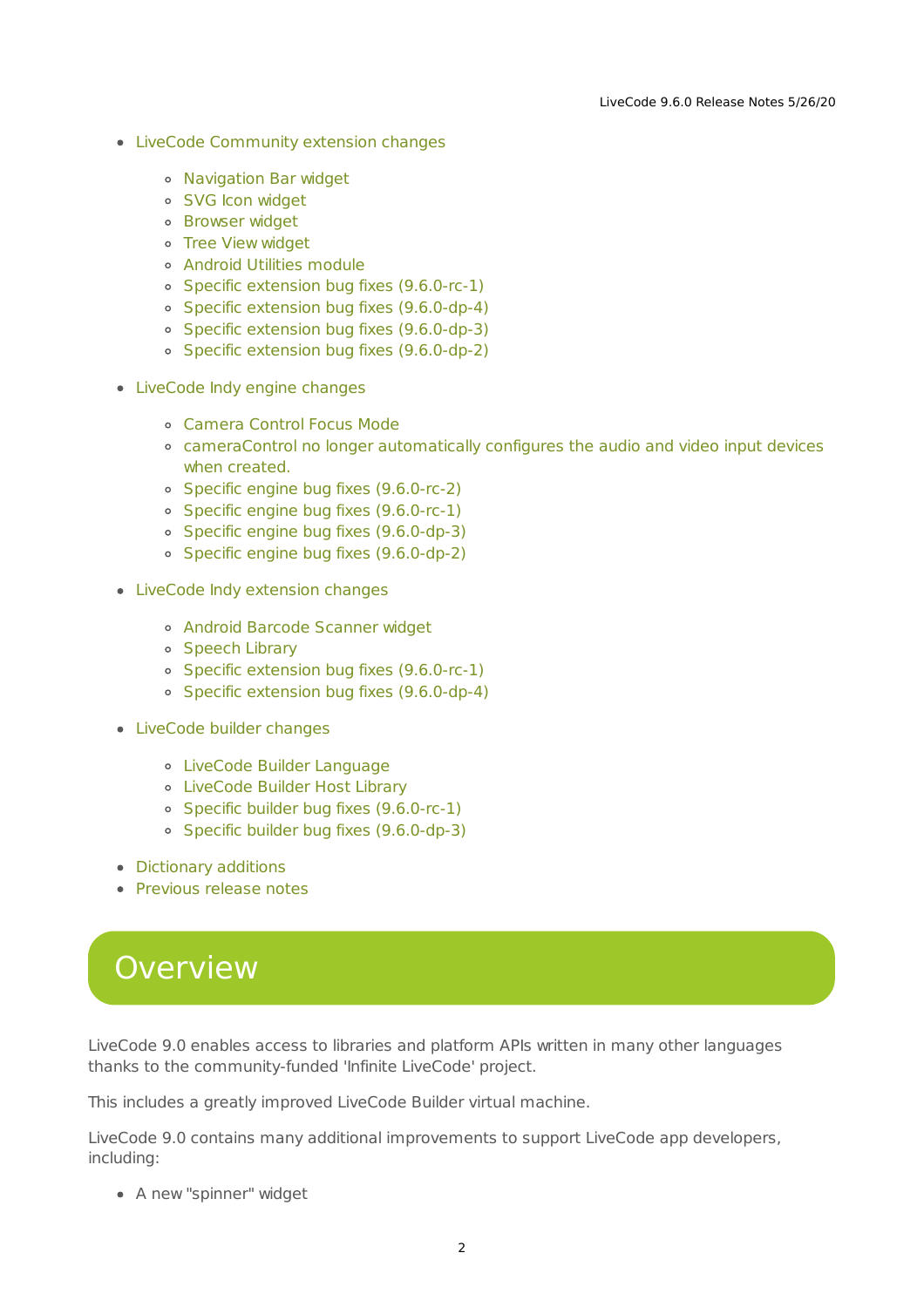- LiveCode Community extension changes
    - Navigation Bar widget
    - SVG Icon widget
    - Browser widget
    - Tree View widget
    - Android Utilities module
    - Specific extension bug fixes (9.6.0-rc-1)
    - Specific extension bug fixes (9.6.0-dp-4)
    - Specific extension bug fixes (9.6.0-dp-3)
    - Specific extension bug fixes (9.6.0-dp-2)
- LiveCode Indy engine changes
    - Camera Control Focus Mode
    - cameraControl no longer automatically configures the audio and video input devices when created.
    - Specific engine bug fixes (9.6.0-rc-2)
    - Specific engine bug fixes (9.6.0-rc-1)
    - Specific engine bug fixes (9.6.0-dp-3)
    - Specific engine bug fixes (9.6.0-dp-2)
- LiveCode Indy extension changes
    - Android Barcode Scanner widget
    - Speech Library
    - Specific extension bug fixes (9.6.0-rc-1)
    - Specific extension bug fixes (9.6.0-dp-4)
- LiveCode builder changes
    - LiveCode Builder Language
    - LiveCode Builder Host Library
    - Specific builder bug fixes (9.6.0-rc-1)
    - Specific builder bug fixes (9.6.0-dp-3)
- Dictionary additions
- Previous release notes

# Overview

LiveCode 9.0 enables access to libraries and platform APIs written in many other languages thanks to the community-funded 'Infinite LiveCode' project.

This includes a greatly improved LiveCode Builder virtual machine.

LiveCode 9.0 contains many additional improvements to support LiveCode app developers, including:

- A new "spinner" widget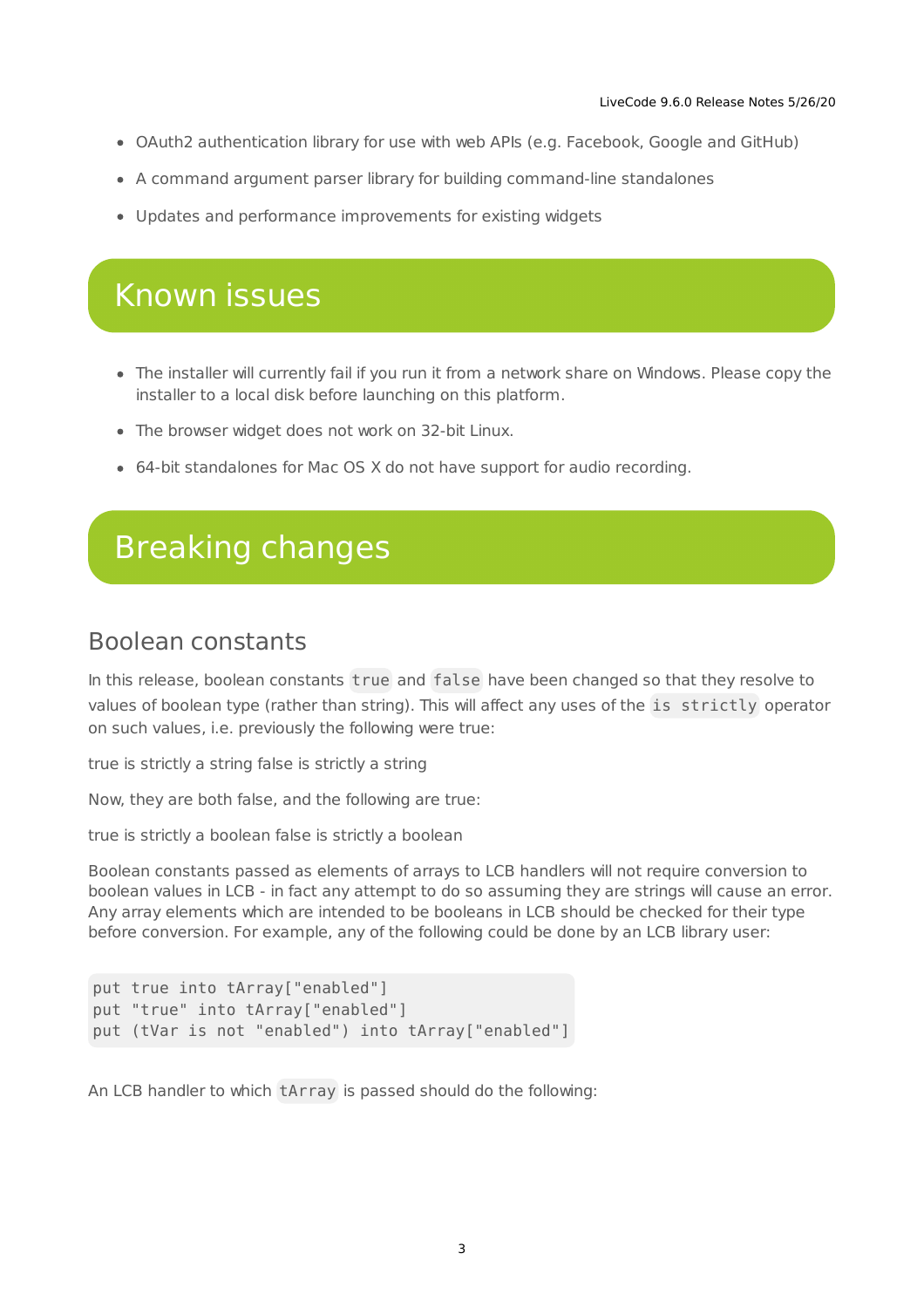- OAuth2 authentication library for use with web APIs (e.g. Facebook, Google and GitHub)
- A command argument parser library for building command-line standalones
- Updates and performance improvements for existing widgets

# Known issues

- The installer will currently fail if you run it from a network share on Windows. Please copy the installer to a local disk before launching on this platform.
- The browser widget does not work on 32-bit Linux.
- 64-bit standalones for Mac OS X do not have support for audio recording.

# Breaking changes

## Boolean constants

In this release, boolean constants `true` and `false` have been changed so that they resolve to values of boolean type (rather than string). This will affect any uses of the `is strictly` operator on such values, i.e. previously the following were true:

true is strictly a string false is strictly a string

Now, they are both false, and the following are true:

true is strictly a boolean false is strictly a boolean

Boolean constants passed as elements of arrays to LCB handlers will not require conversion to boolean values in LCB - in fact any attempt to do so assuming they are strings will cause an error. Any array elements which are intended to be booleans in LCB should be checked for their type before conversion. For example, any of the following could be done by an LCB library user:

```
put true into tArray["enabled"]
put "true" into tArray["enabled"]
put (tVar is not "enabled") into tArray["enabled"]
```

An LCB handler to which `tArray` is passed should do the following: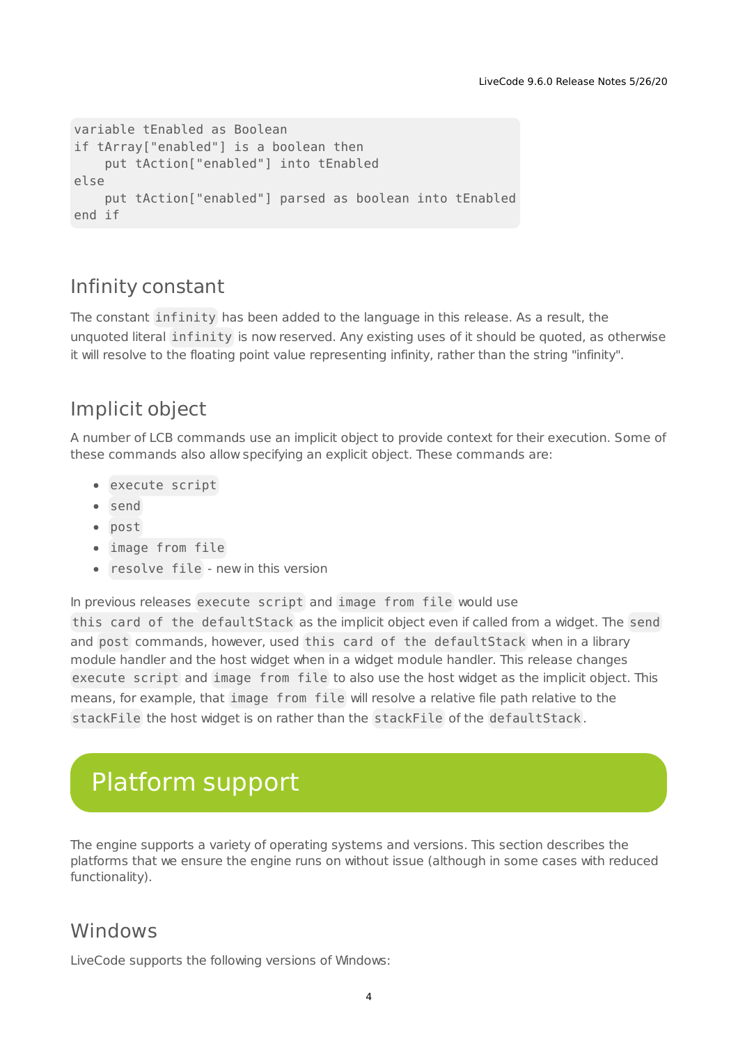```
variable tEnabled as Boolean
if tArray["enabled"] is a boolean then
    put tAction["enabled"] into tEnabled
else
    put tAction["enabled"] parsed as boolean into tEnabled
end if
```

## Infinity constant

The constant `infinity` has been added to the language in this release. As a result, the unquoted literal `infinity` is now reserved. Any existing uses of it should be quoted, as otherwise it will resolve to the floating point value representing infinity, rather than the string "infinity".

## Implicit object

A number of LCB commands use an implicit object to provide context for their execution. Some of these commands also allow specifying an explicit object. These commands are:

- `execute script`
- `send`
- `post`
- `image from file`
- `resolve file` - new in this version

In previous releases `execute script` and `image from file` would use `this card of the defaultStack` as the implicit object even if called from a widget. The `send` and `post` commands, however, used `this card of the defaultStack` when in a library module handler and the host widget when in a widget module handler. This release changes `execute script` and `image from file` to also use the host widget as the implicit object. This means, for example, that `image from file` will resolve a relative file path relative to the `stackFile` the host widget is on rather than the `stackFile` of the `defaultStack`.

# Platform support

The engine supports a variety of operating systems and versions. This section describes the platforms that we ensure the engine runs on without issue (although in some cases with reduced functionality).

## Windows

LiveCode supports the following versions of Windows: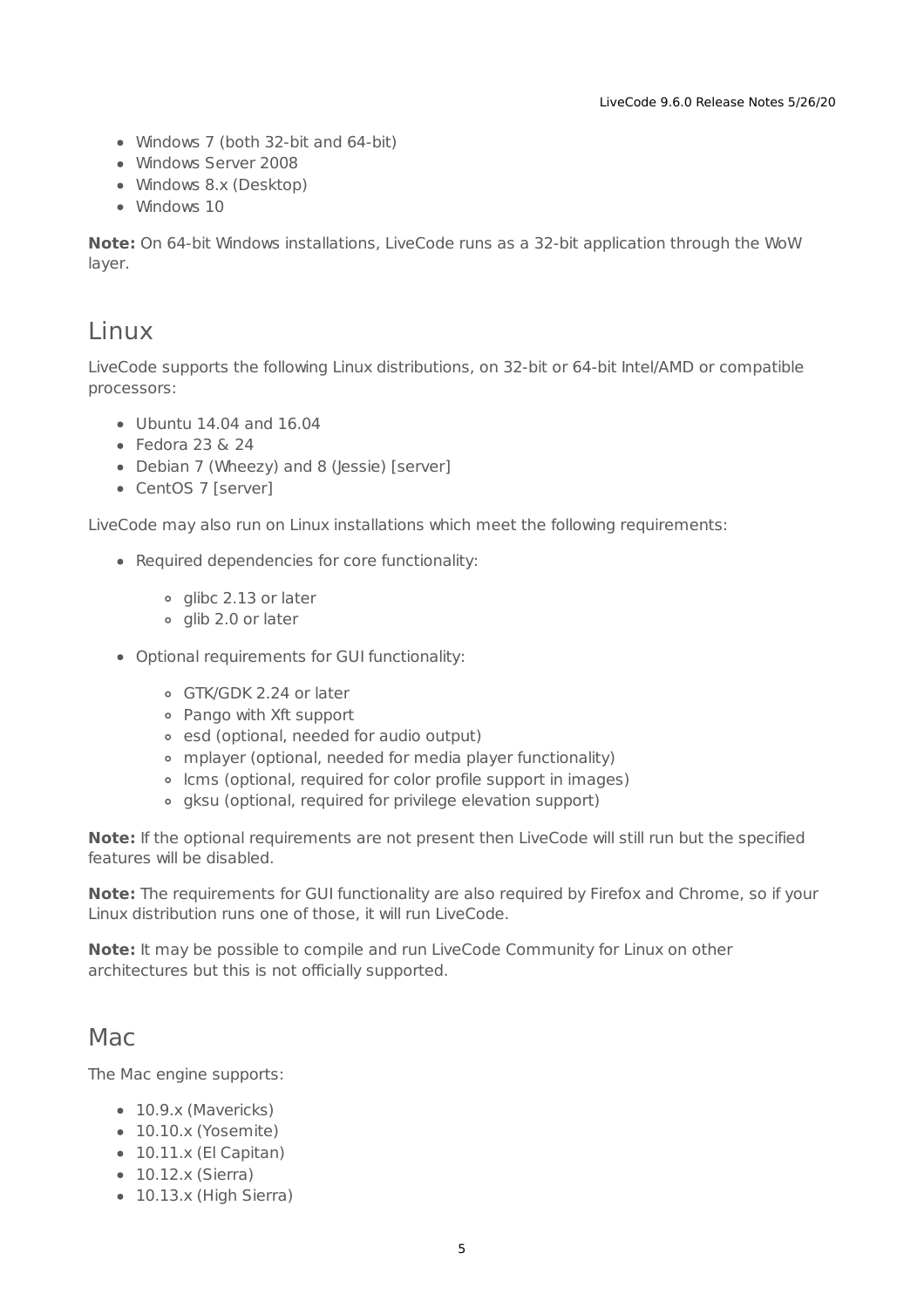- Windows 7 (both 32-bit and 64-bit)
- Windows Server 2008
- Windows 8.x (Desktop)
- Windows 10

**Note:** On 64-bit Windows installations, LiveCode runs as a 32-bit application through the WoW layer.

## Linux

LiveCode supports the following Linux distributions, on 32-bit or 64-bit Intel/AMD or compatible processors:

- Ubuntu 14.04 and 16.04
- Fedora 23 & 24
- Debian 7 (Wheezy) and 8 (Jessie) [server]
- CentOS 7 [server]

LiveCode may also run on Linux installations which meet the following requirements:

- Required dependencies for core functionality:
    - glibc 2.13 or later
    - glib 2.0 or later
- Optional requirements for GUI functionality:
    - GTK/GDK 2.24 or later
    - Pango with Xft support
    - esd (optional, needed for audio output)
    - mplayer (optional, needed for media player functionality)
    - lcms (optional, required for color profile support in images)
    - gksu (optional, required for privilege elevation support)

**Note:** If the optional requirements are not present then LiveCode will still run but the specified features will be disabled.

**Note:** The requirements for GUI functionality are also required by Firefox and Chrome, so if your Linux distribution runs one of those, it will run LiveCode.

**Note:** It may be possible to compile and run LiveCode Community for Linux on other architectures but this is not officially supported.

## Mac

The Mac engine supports:

- 10.9.x (Mavericks)
- 10.10.x (Yosemite)
- 10.11.x (El Capitan)
- 10.12.x (Sierra)
- 10.13.x (High Sierra)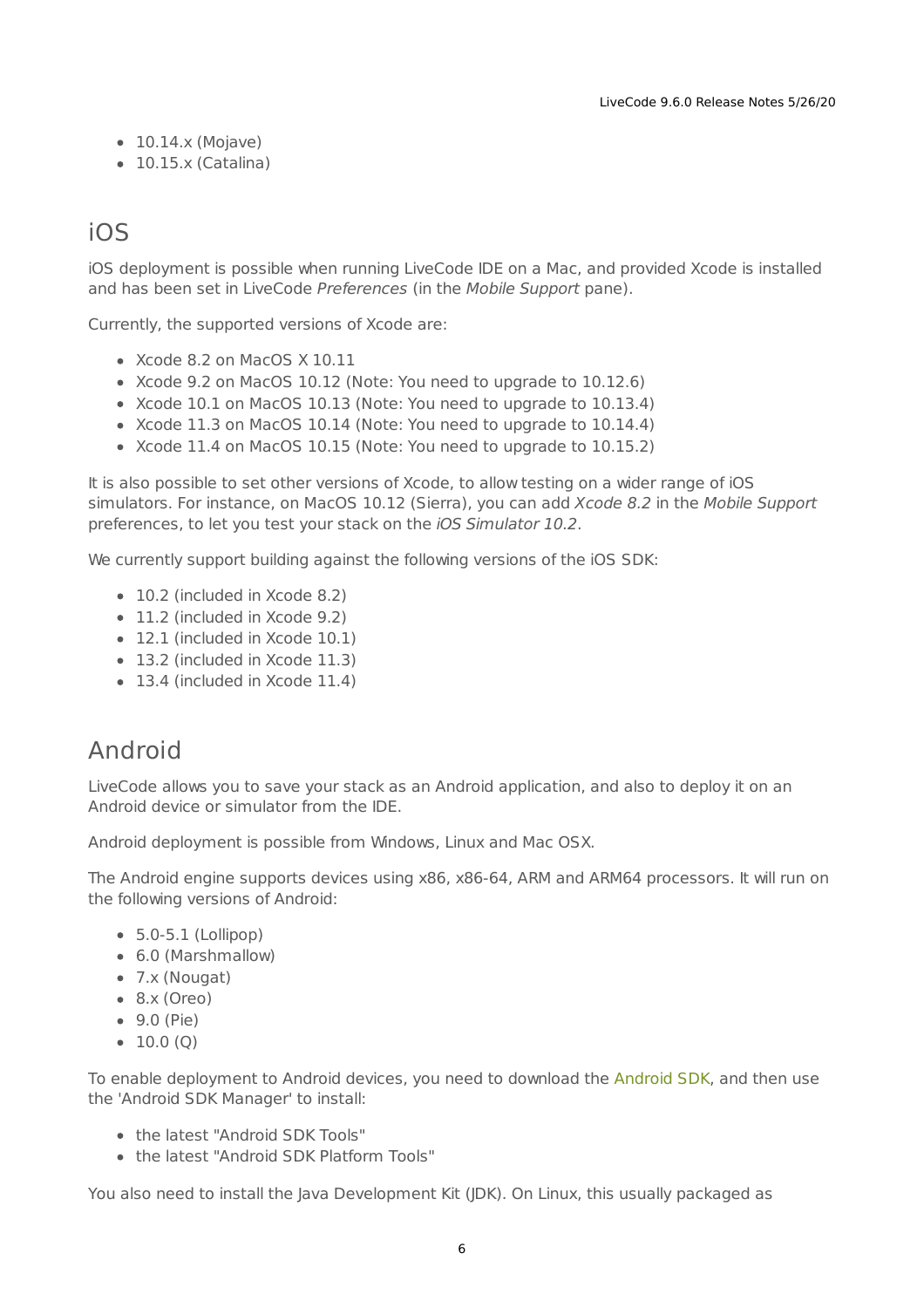- 10.14.x (Mojave)
- 10.15.x (Catalina)

## iOS

iOS deployment is possible when running LiveCode IDE on a Mac, and provided Xcode is installed and has been set in LiveCode *Preferences* (in the *Mobile Support* pane).

Currently, the supported versions of Xcode are:

- Xcode 8.2 on MacOS X 10.11
- Xcode 9.2 on MacOS 10.12 (Note: You need to upgrade to 10.12.6)
- Xcode 10.1 on MacOS 10.13 (Note: You need to upgrade to 10.13.4)
- Xcode 11.3 on MacOS 10.14 (Note: You need to upgrade to 10.14.4)
- Xcode 11.4 on MacOS 10.15 (Note: You need to upgrade to 10.15.2)

It is also possible to set other versions of Xcode, to allow testing on a wider range of iOS simulators. For instance, on MacOS 10.12 (Sierra), you can add *Xcode 8.2* in the *Mobile Support* preferences, to let you test your stack on the *iOS Simulator 10.2*.

We currently support building against the following versions of the iOS SDK:

- 10.2 (included in Xcode 8.2)
- 11.2 (included in Xcode 9.2)
- 12.1 (included in Xcode 10.1)
- 13.2 (included in Xcode 11.3)
- 13.4 (included in Xcode 11.4)

## Android

LiveCode allows you to save your stack as an Android application, and also to deploy it on an Android device or simulator from the IDE.

Android deployment is possible from Windows, Linux and Mac OSX.

The Android engine supports devices using x86, x86-64, ARM and ARM64 processors. It will run on the following versions of Android:

- 5.0-5.1 (Lollipop)
- 6.0 (Marshmallow)
- 7.x (Nougat)
- 8.x (Oreo)
- 9.0 (Pie)
- 10.0 (Q)

To enable deployment to Android devices, you need to download the Android SDK, and then use the 'Android SDK Manager' to install:

- the latest "Android SDK Tools"
- the latest "Android SDK Platform Tools"

You also need to install the Java Development Kit (JDK). On Linux, this usually packaged as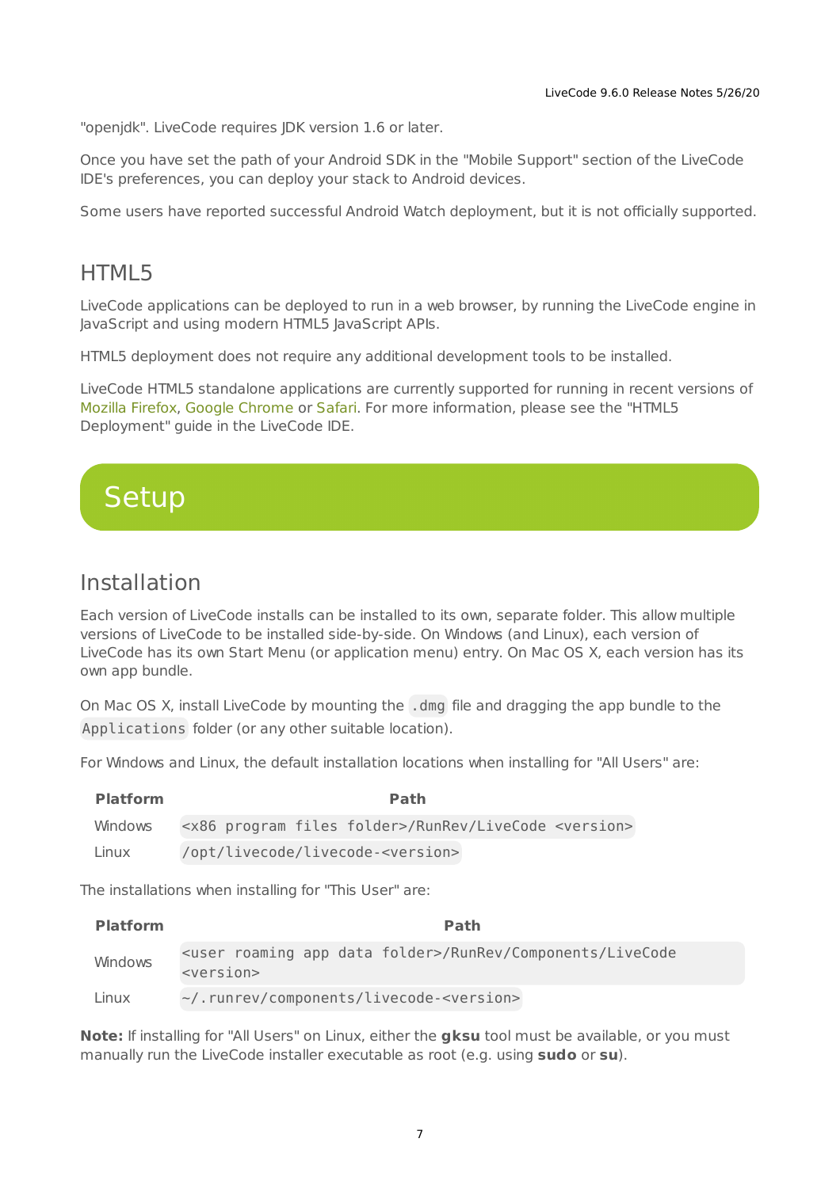"openjdk". LiveCode requires JDK version 1.6 or later.

Once you have set the path of your Android SDK in the "Mobile Support" section of the LiveCode IDE's preferences, you can deploy your stack to Android devices.

Some users have reported successful Android Watch deployment, but it is not officially supported.

## HTML5

LiveCode applications can be deployed to run in a web browser, by running the LiveCode engine in JavaScript and using modern HTML5 JavaScript APIs.

HTML5 deployment does not require any additional development tools to be installed.

LiveCode HTML5 standalone applications are currently supported for running in recent versions of Mozilla Firefox, Google Chrome or Safari. For more information, please see the "HTML5 Deployment" guide in the LiveCode IDE.

# Setup

## Installation

Each version of LiveCode installs can be installed to its own, separate folder. This allow multiple versions of LiveCode to be installed side-by-side. On Windows (and Linux), each version of LiveCode has its own Start Menu (or application menu) entry. On Mac OS X, each version has its own app bundle.

On Mac OS X, install LiveCode by mounting the `.dmg` file and dragging the app bundle to the `Applications` folder (or any other suitable location).

For Windows and Linux, the default installation locations when installing for "All Users" are:

| Platform | Path |
|---|---|
| Windows | `<x86 program files folder>/RunRev/LiveCode <version>` |
| Linux | `/opt/livecode/livecode-<version>` |

The installations when installing for "This User" are:

| Platform | Path |
|---|---|
| Windows | `<user roaming app data folder>/RunRev/Components/LiveCode <version>` |
| Linux | `~/.runrev/components/livecode-<version>` |

**Note:** If installing for "All Users" on Linux, either the **gksu** tool must be available, or you must manually run the LiveCode installer executable as root (e.g. using **sudo** or **su**).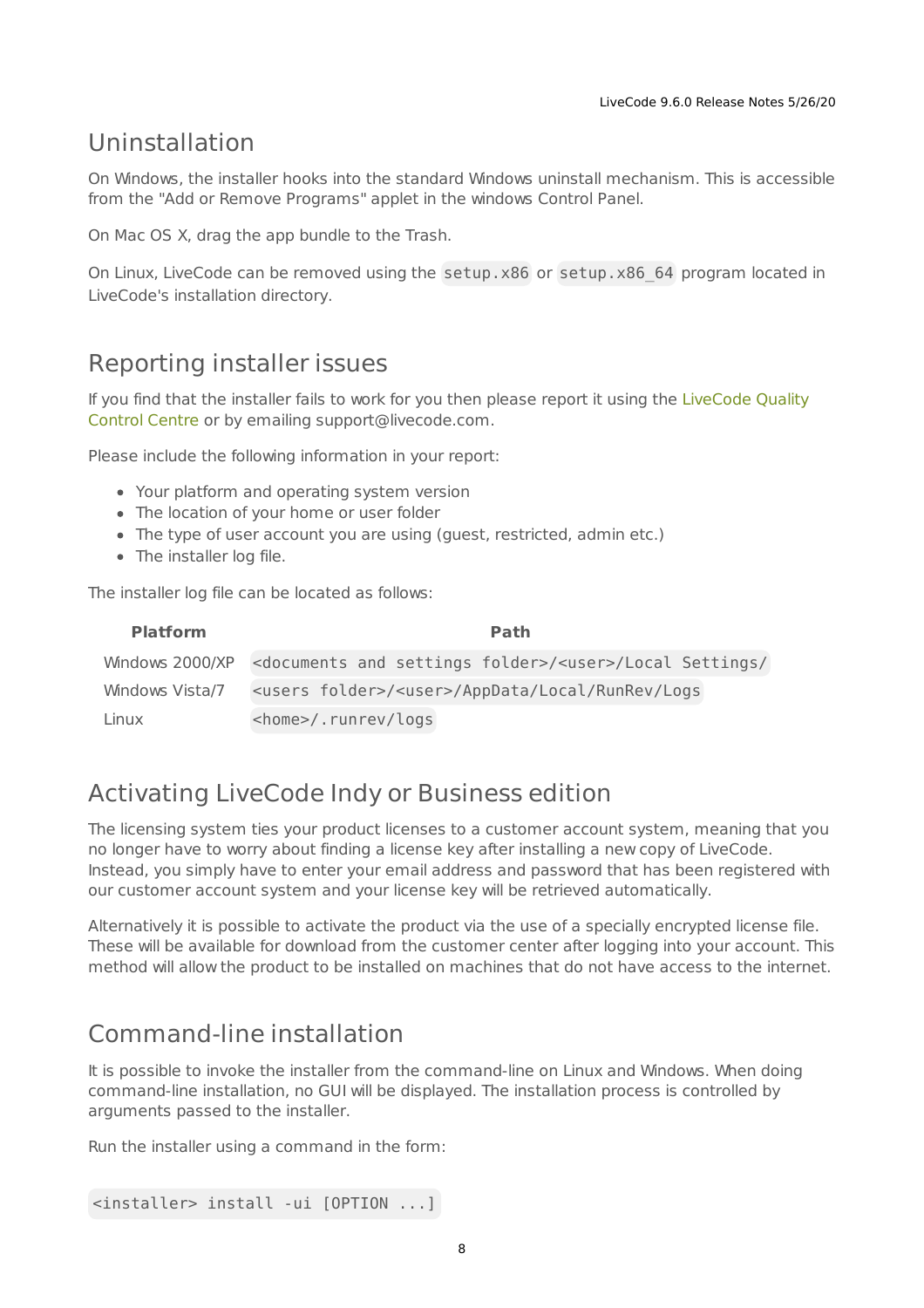## Uninstallation

On Windows, the installer hooks into the standard Windows uninstall mechanism. This is accessible from the "Add or Remove Programs" applet in the windows Control Panel.

On Mac OS X, drag the app bundle to the Trash.

On Linux, LiveCode can be removed using the `setup.x86` or `setup.x86_64` program located in LiveCode's installation directory.

## Reporting installer issues

If you find that the installer fails to work for you then please report it using the LiveCode Quality Control Centre or by emailing support@livecode.com.

Please include the following information in your report:

- Your platform and operating system version
- The location of your home or user folder
- The type of user account you are using (guest, restricted, admin etc.)
- The installer log file.

The installer log file can be located as follows:

| Platform | Path |
|---|---|
| Windows 2000/XP | `<documents and settings folder>/<user>/Local Settings/` |
| Windows Vista/7 | `<users folder>/<user>/AppData/Local/RunRev/Logs` |
| Linux | `<home>/.runrev/logs` |

## Activating LiveCode Indy or Business edition

The licensing system ties your product licenses to a customer account system, meaning that you no longer have to worry about finding a license key after installing a new copy of LiveCode. Instead, you simply have to enter your email address and password that has been registered with our customer account system and your license key will be retrieved automatically.

Alternatively it is possible to activate the product via the use of a specially encrypted license file. These will be available for download from the customer center after logging into your account. This method will allow the product to be installed on machines that do not have access to the internet.

## Command-line installation

It is possible to invoke the installer from the command-line on Linux and Windows. When doing command-line installation, no GUI will be displayed. The installation process is controlled by arguments passed to the installer.

Run the installer using a command in the form:

```
<installer> install -ui [OPTION ...]
```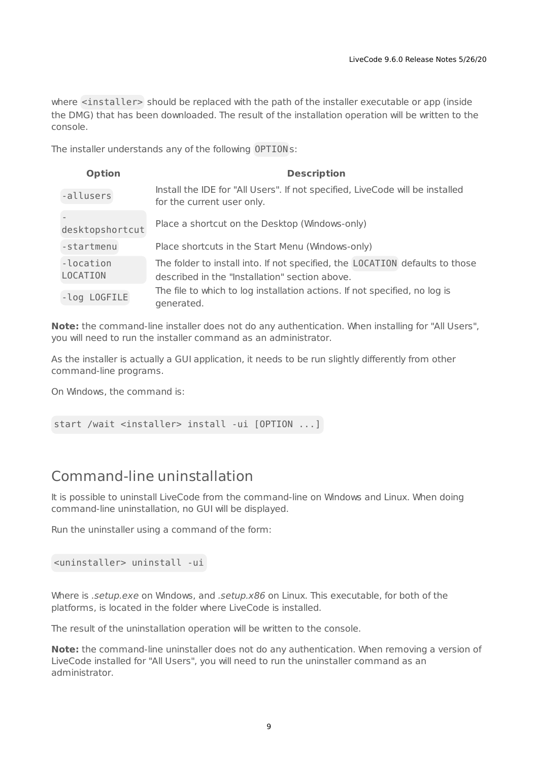where `<installer>` should be replaced with the path of the installer executable or app (inside the DMG) that has been downloaded. The result of the installation operation will be written to the console.

The installer understands any of the following `OPTION`s:

| Option | Description |
| --- | --- |
| `-allusers` | Install the IDE for "All Users". If not specified, LiveCode will be installed for the current user only. |
| `-desktopshortcut` | Place a shortcut on the Desktop (Windows-only) |
| `-startmenu` | Place shortcuts in the Start Menu (Windows-only) |
| `-location LOCATION` | The folder to install into. If not specified, the `LOCATION` defaults to those described in the "Installation" section above. |
| `-log LOGFILE` | The file to which to log installation actions. If not specified, no log is generated. |

**Note:** the command-line installer does not do any authentication. When installing for "All Users", you will need to run the installer command as an administrator.

As the installer is actually a GUI application, it needs to be run slightly differently from other command-line programs.

On Windows, the command is:

```
start /wait <installer> install -ui [OPTION ...]
```

## Command-line uninstallation

It is possible to uninstall LiveCode from the command-line on Windows and Linux. When doing command-line uninstallation, no GUI will be displayed.

Run the uninstaller using a command of the form:

```
<uninstaller> uninstall -ui
```

Where is *.setup.exe* on Windows, and *.setup.x86* on Linux. This executable, for both of the platforms, is located in the folder where LiveCode is installed.

The result of the uninstallation operation will be written to the console.

**Note:** the command-line uninstaller does not do any authentication. When removing a version of LiveCode installed for "All Users", you will need to run the uninstaller command as an administrator.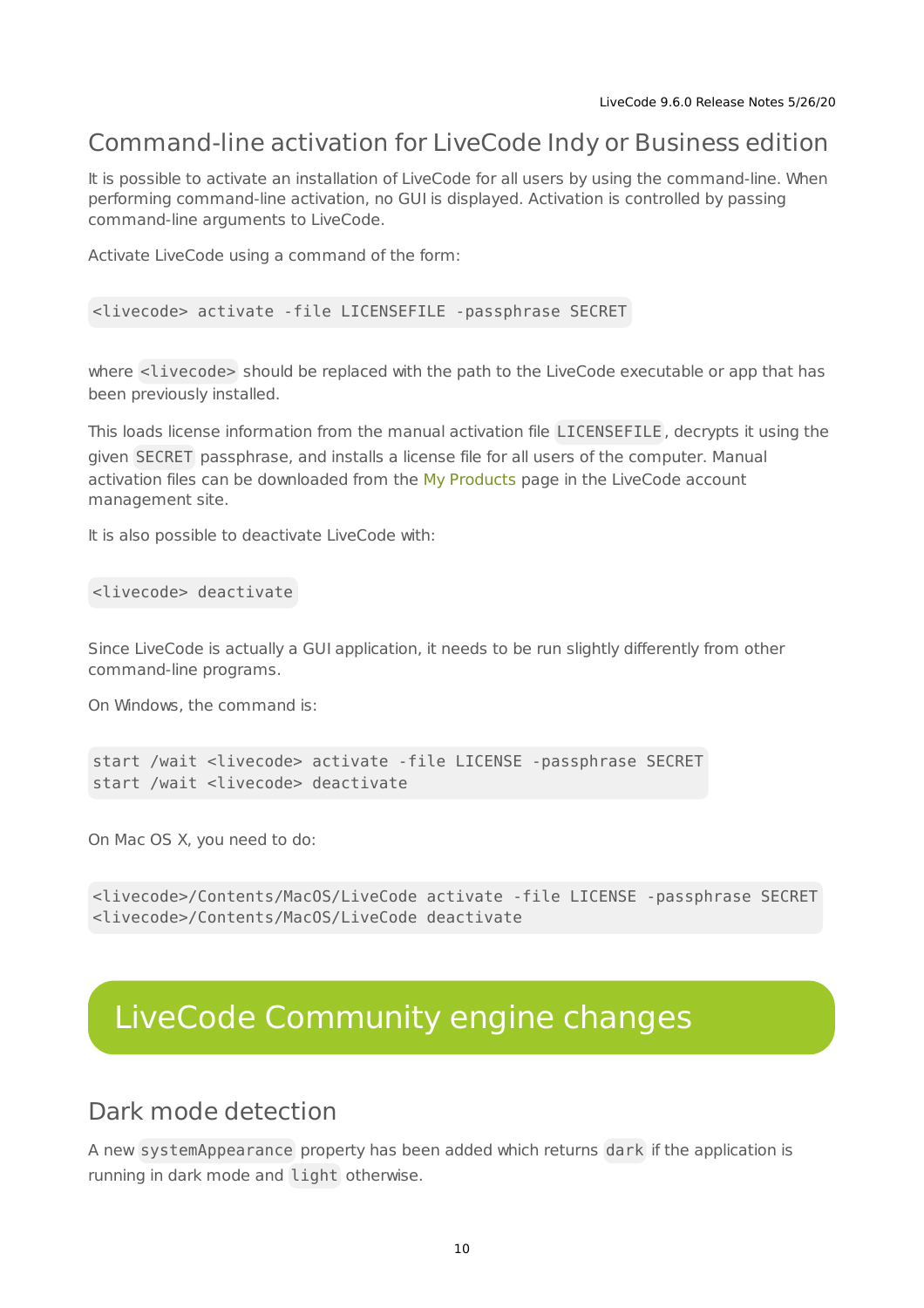## Command-line activation for LiveCode Indy or Business edition

It is possible to activate an installation of LiveCode for all users by using the command-line. When performing command-line activation, no GUI is displayed. Activation is controlled by passing command-line arguments to LiveCode.

Activate LiveCode using a command of the form:

```
<livecode> activate -file LICENSEFILE -passphrase SECRET
```

where `<livecode>` should be replaced with the path to the LiveCode executable or app that has been previously installed.

This loads license information from the manual activation file `LICENSEFILE`, decrypts it using the given `SECRET` passphrase, and installs a license file for all users of the computer. Manual activation files can be downloaded from the My Products page in the LiveCode account management site.

It is also possible to deactivate LiveCode with:

```
<livecode> deactivate
```

Since LiveCode is actually a GUI application, it needs to be run slightly differently from other command-line programs.

On Windows, the command is:

```
start /wait <livecode> activate -file LICENSE -passphrase SECRET
start /wait <livecode> deactivate
```

On Mac OS X, you need to do:

```
<livecode>/Contents/MacOS/LiveCode activate -file LICENSE -passphrase SECRET
<livecode>/Contents/MacOS/LiveCode deactivate
```

# LiveCode Community engine changes

## Dark mode detection

A new `systemAppearance` property has been added which returns `dark` if the application is running in dark mode and `light` otherwise.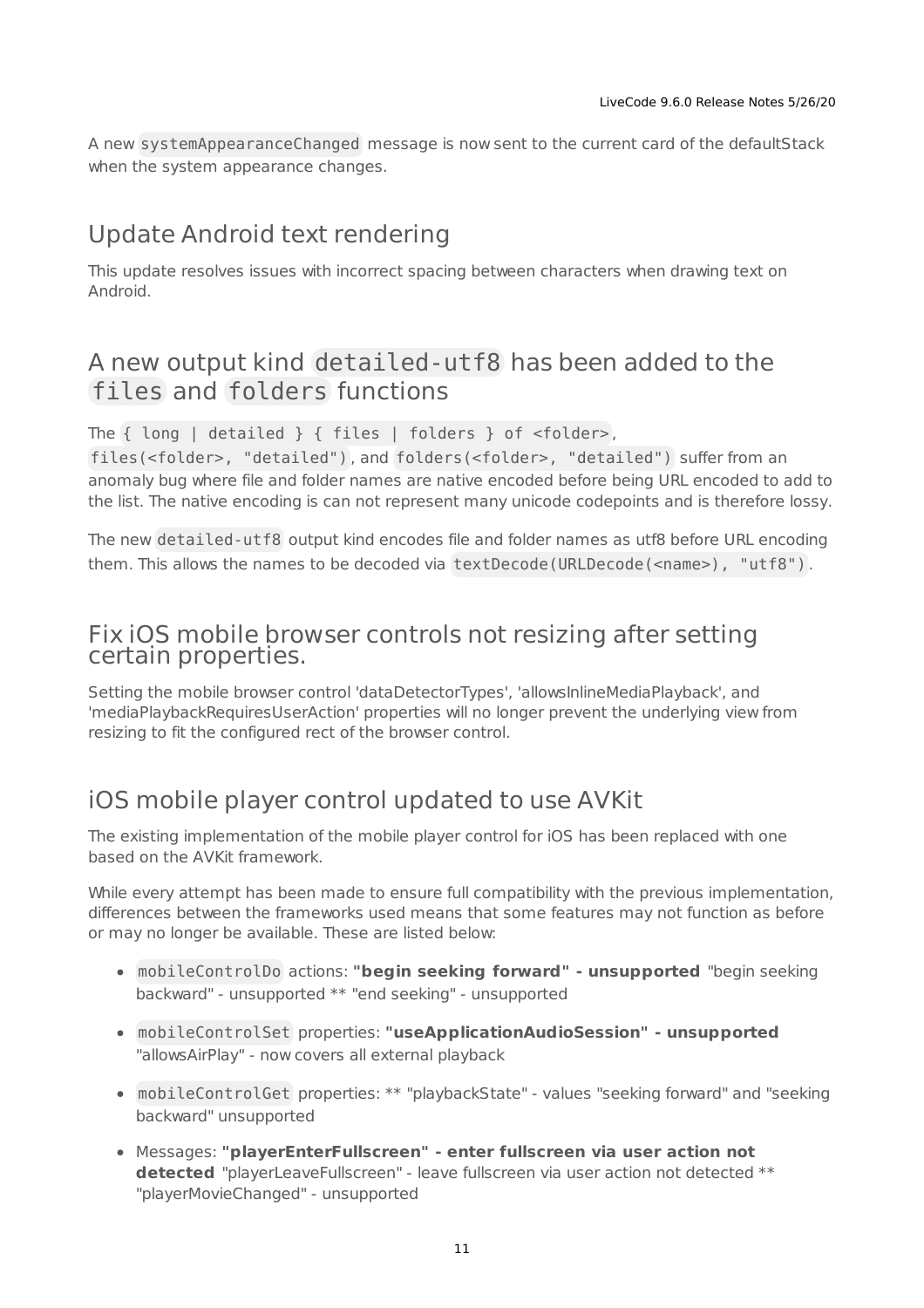A new `systemAppearanceChanged` message is now sent to the current card of the defaultStack when the system appearance changes.

## Update Android text rendering

This update resolves issues with incorrect spacing between characters when drawing text on Android.

## A new output kind `detailed-utf8` has been added to the `files` and `folders` functions

The `{ long | detailed } { files | folders } of <folder>`, `files(<folder>, "detailed")`, and `folders(<folder>, "detailed")` suffer from an anomaly bug where file and folder names are native encoded before being URL encoded to add to the list. The native encoding is can not represent many unicode codepoints and is therefore lossy.

The new `detailed-utf8` output kind encodes file and folder names as utf8 before URL encoding them. This allows the names to be decoded via `textDecode(URLDecode(<name>), "utf8")`.

## Fix iOS mobile browser controls not resizing after setting certain properties.

Setting the mobile browser control 'dataDetectorTypes', 'allowsInlineMediaPlayback', and 'mediaPlaybackRequiresUserAction' properties will no longer prevent the underlying view from resizing to fit the configured rect of the browser control.

## iOS mobile player control updated to use AVKit

The existing implementation of the mobile player control for iOS has been replaced with one based on the AVKit framework.

While every attempt has been made to ensure full compatibility with the previous implementation, differences between the frameworks used means that some features may not function as before or may no longer be available. These are listed below:

- `mobileControlDo` actions: **"begin seeking forward" - unsupported** "begin seeking backward" - unsupported ** "end seeking" - unsupported
- `mobileControlSet` properties: **"useApplicationAudioSession" - unsupported** "allowsAirPlay" - now covers all external playback
- `mobileControlGet` properties: ** "playbackState" - values "seeking forward" and "seeking backward" unsupported
- Messages: **"playerEnterFullscreen" - enter fullscreen via user action not detected** "playerLeaveFullscreen" - leave fullscreen via user action not detected ** "playerMovieChanged" - unsupported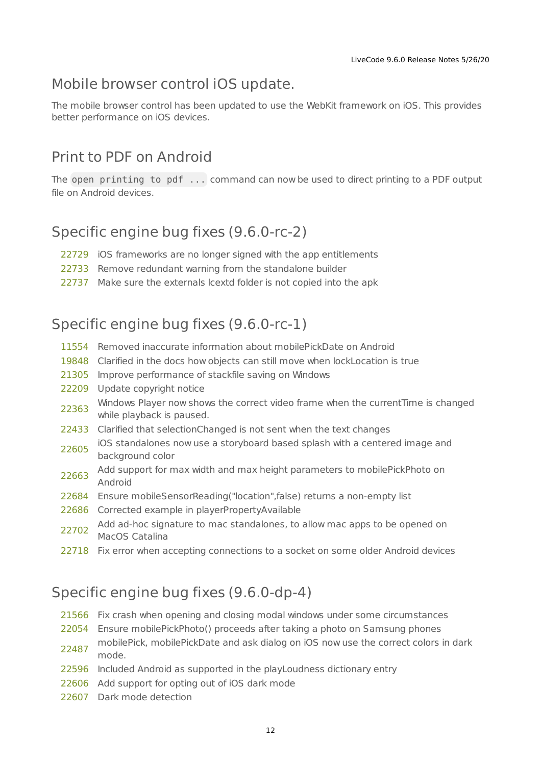## Mobile browser control iOS update.

The mobile browser control has been updated to use the WebKit framework on iOS. This provides better performance on iOS devices.

## Print to PDF on Android

The `open printing to pdf ...` command can now be used to direct printing to a PDF output file on Android devices.

## Specific engine bug fixes (9.6.0-rc-2)

| | |
|---|---|
| 22729 | iOS frameworks are no longer signed with the app entitlements |
| 22733 | Remove redundant warning from the standalone builder |
| 22737 | Make sure the externals lcextd folder is not copied into the apk |

## Specific engine bug fixes (9.6.0-rc-1)

| | |
|---|---|
| 11554 | Removed inaccurate information about mobilePickDate on Android |
| 19848 | Clarified in the docs how objects can still move when lockLocation is true |
| 21305 | Improve performance of stackfile saving on Windows |
| 22209 | Update copyright notice |
| 22363 | Windows Player now shows the correct video frame when the currentTime is changed while playback is paused. |
| 22433 | Clarified that selectionChanged is not sent when the text changes |
| 22605 | iOS standalones now use a storyboard based splash with a centered image and background color |
| 22663 | Add support for max width and max height parameters to mobilePickPhoto on Android |
| 22684 | Ensure mobileSensorReading("location",false) returns a non-empty list |
| 22686 | Corrected example in playerPropertyAvailable |
| 22702 | Add ad-hoc signature to mac standalones, to allow mac apps to be opened on MacOS Catalina |
| 22718 | Fix error when accepting connections to a socket on some older Android devices |

## Specific engine bug fixes (9.6.0-dp-4)

| | |
|---|---|
| 21566 | Fix crash when opening and closing modal windows under some circumstances |
| 22054 | Ensure mobilePickPhoto() proceeds after taking a photo on Samsung phones |
| 22487 | mobilePick, mobilePickDate and ask dialog on iOS now use the correct colors in dark mode. |
| 22596 | Included Android as supported in the playLoudness dictionary entry |
| 22606 | Add support for opting out of iOS dark mode |
| 22607 | Dark mode detection |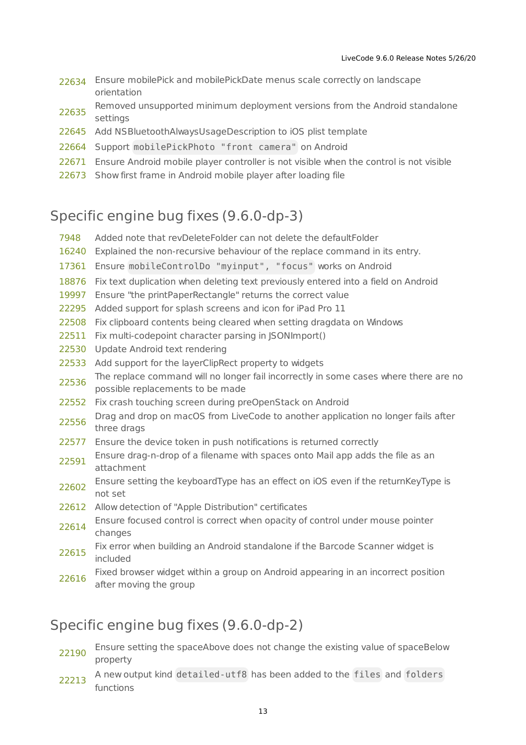| | |
|---|---|
| 22634 | Ensure mobilePick and mobilePickDate menus scale correctly on landscape orientation |
| 22635 | Removed unsupported minimum deployment versions from the Android standalone settings |
| 22645 | Add NSBluetoothAlwaysUsageDescription to iOS plist template |
| 22664 | Support `mobilePickPhoto "front camera"` on Android |
| 22671 | Ensure Android mobile player controller is not visible when the control is not visible |
| 22673 | Show first frame in Android mobile player after loading file |

## Specific engine bug fixes (9.6.0-dp-3)

| | |
|---|---|
| 7948 | Added note that revDeleteFolder can not delete the defaultFolder |
| 16240 | Explained the non-recursive behaviour of the replace command in its entry. |
| 17361 | Ensure `mobileControlDo "myinput", "focus"` works on Android |
| 18876 | Fix text duplication when deleting text previously entered into a field on Android |
| 19997 | Ensure "the printPaperRectangle" returns the correct value |
| 22295 | Added support for splash screens and icon for iPad Pro 11 |
| 22508 | Fix clipboard contents being cleared when setting dragdata on Windows |
| 22511 | Fix multi-codepoint character parsing in JSONImport() |
| 22530 | Update Android text rendering |
| 22533 | Add support for the layerClipRect property to widgets |
| 22536 | The replace command will no longer fail incorrectly in some cases where there are no possible replacements to be made |
| 22552 | Fix crash touching screen during preOpenStack on Android |
| 22556 | Drag and drop on macOS from LiveCode to another application no longer fails after three drags |
| 22577 | Ensure the device token in push notifications is returned correctly |
| 22591 | Ensure drag-n-drop of a filename with spaces onto Mail app adds the file as an attachment |
| 22602 | Ensure setting the keyboardType has an effect on iOS even if the returnKeyType is not set |
| 22612 | Allow detection of "Apple Distribution" certificates |
| 22614 | Ensure focused control is correct when opacity of control under mouse pointer changes |
| 22615 | Fix error when building an Android standalone if the Barcode Scanner widget is included |
| 22616 | Fixed browser widget within a group on Android appearing in an incorrect position after moving the group |

## Specific engine bug fixes (9.6.0-dp-2)

| | |
|---|---|
| 22190 | Ensure setting the spaceAbove does not change the existing value of spaceBelow property |
| 22213 | A new output kind `detailed-utf8` has been added to the `files` and `folders` functions |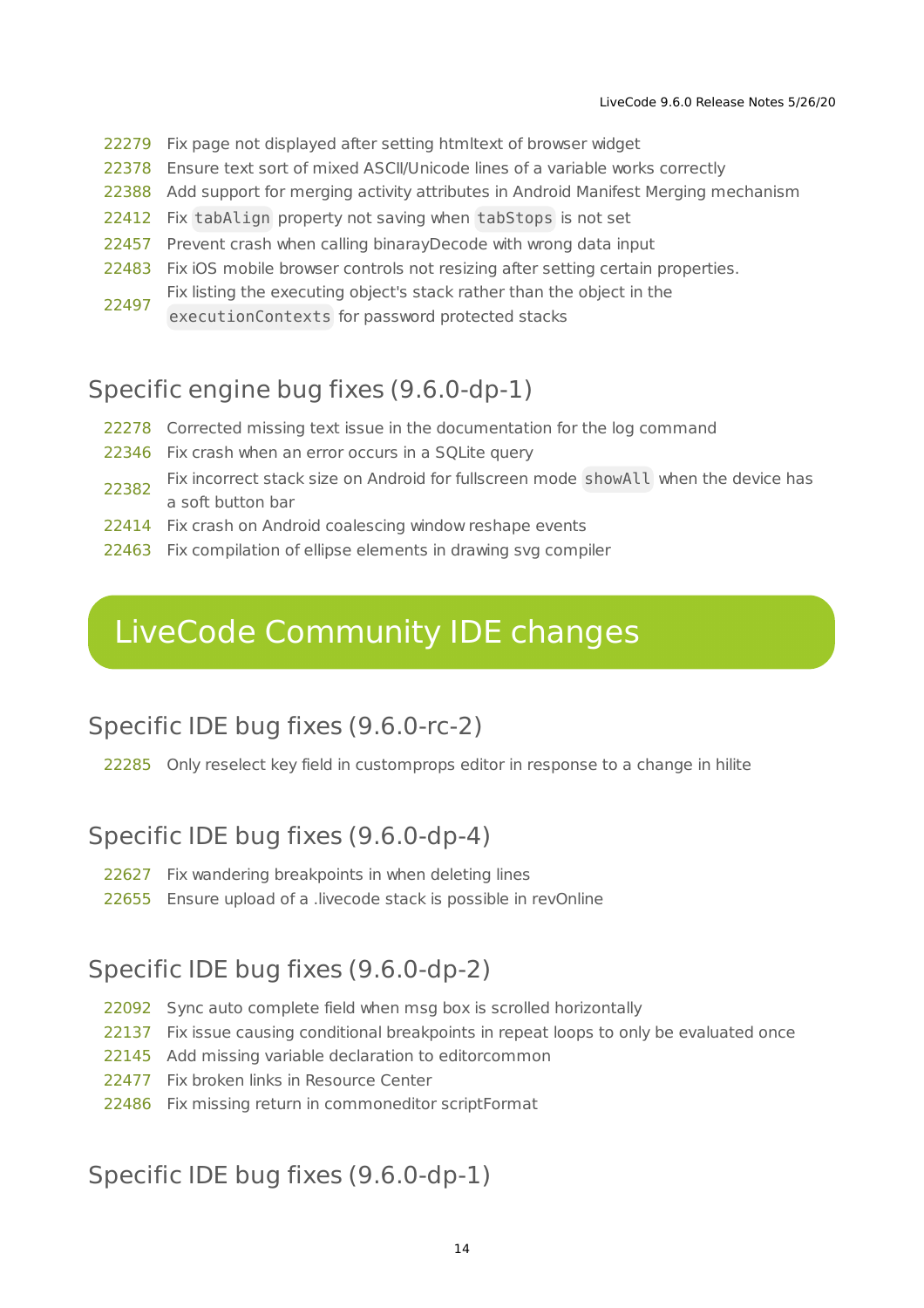| | |
|---|---|
| 22279 | Fix page not displayed after setting htmltext of browser widget |
| 22378 | Ensure text sort of mixed ASCII/Unicode lines of a variable works correctly |
| 22388 | Add support for merging activity attributes in Android Manifest Merging mechanism |
| 22412 | Fix `tabAlign` property not saving when `tabStops` is not set |
| 22457 | Prevent crash when calling binarayDecode with wrong data input |
| 22483 | Fix iOS mobile browser controls not resizing after setting certain properties. |
| 22497 | Fix listing the executing object's stack rather than the object in the `executionContexts` for password protected stacks |

## Specific engine bug fixes (9.6.0-dp-1)

| | |
|---|---|
| 22278 | Corrected missing text issue in the documentation for the log command |
| 22346 | Fix crash when an error occurs in a SQLite query |
| 22382 | Fix incorrect stack size on Android for fullscreen mode `showAll` when the device has a soft button bar |
| 22414 | Fix crash on Android coalescing window reshape events |
| 22463 | Fix compilation of ellipse elements in drawing svg compiler |

# LiveCode Community IDE changes

## Specific IDE bug fixes (9.6.0-rc-2)

| | |
|---|---|
| 22285 | Only reselect key field in customprops editor in response to a change in hilite |

## Specific IDE bug fixes (9.6.0-dp-4)

| | |
|---|---|
| 22627 | Fix wandering breakpoints in when deleting lines |
| 22655 | Ensure upload of a .livecode stack is possible in revOnline |

## Specific IDE bug fixes (9.6.0-dp-2)

| | |
|---|---|
| 22092 | Sync auto complete field when msg box is scrolled horizontally |
| 22137 | Fix issue causing conditional breakpoints in repeat loops to only be evaluated once |
| 22145 | Add missing variable declaration to editorcommon |
| 22477 | Fix broken links in Resource Center |
| 22486 | Fix missing return in commoneditor scriptFormat |

## Specific IDE bug fixes (9.6.0-dp-1)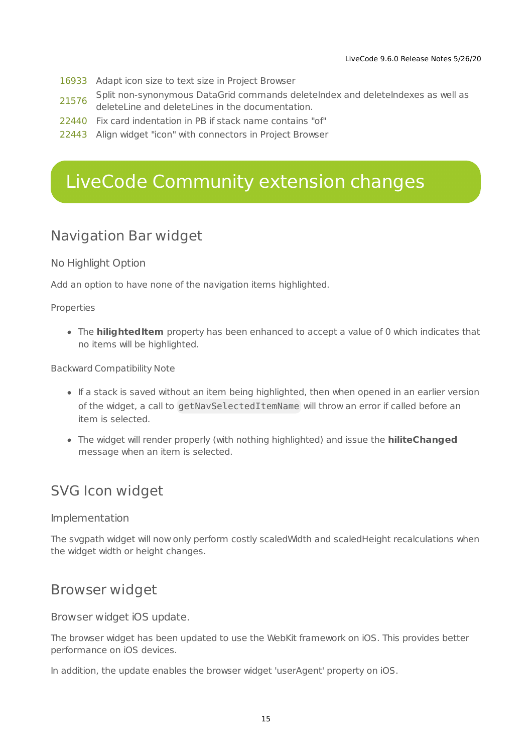| | |
|---|---|
| 16933 | Adapt icon size to text size in Project Browser |
| 21576 | Split non-synonymous DataGrid commands deleteIndex and deleteIndexes as well as deleteLine and deleteLines in the documentation. |
| 22440 | Fix card indentation in PB if stack name contains "of" |
| 22443 | Align widget "icon" with connectors in Project Browser |

# LiveCode Community extension changes

## Navigation Bar widget

### No Highlight Option

Add an option to have none of the navigation items highlighted.

#### Properties

- The **hilightedItem** property has been enhanced to accept a value of 0 which indicates that no items will be highlighted.

#### Backward Compatibility Note

- If a stack is saved without an item being highlighted, then when opened in an earlier version of the widget, a call to `getNavSelectedItemName` will throw an error if called before an item is selected.
- The widget will render properly (with nothing highlighted) and issue the **hiliteChanged** message when an item is selected.

## SVG Icon widget

### Implementation

The svgpath widget will now only perform costly scaledWidth and scaledHeight recalculations when the widget width or height changes.

## Browser widget

### Browser widget iOS update.

The browser widget has been updated to use the WebKit framework on iOS. This provides better performance on iOS devices.

In addition, the update enables the browser widget 'userAgent' property on iOS.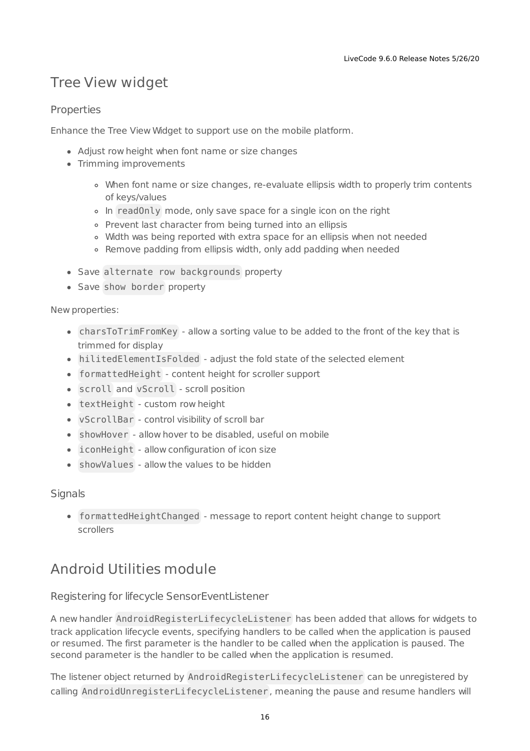# Tree View widget

## Properties

Enhance the Tree View Widget to support use on the mobile platform.

- Adjust row height when font name or size changes
- Trimming improvements
    - When font name or size changes, re-evaluate ellipsis width to properly trim contents of keys/values
    - In `readOnly` mode, only save space for a single icon on the right
    - Prevent last character from being turned into an ellipsis
    - Width was being reported with extra space for an ellipsis when not needed
    - Remove padding from ellipsis width, only add padding when needed
- Save `alternate row backgrounds` property
- Save `show border` property

New properties:

- `charsToTrimFromKey` - allow a sorting value to be added to the front of the key that is trimmed for display
- `hilitedElementIsFolded` - adjust the fold state of the selected element
- `formattedHeight` - content height for scroller support
- `scroll` and `vScroll` - scroll position
- `textHeight` - custom row height
- `vScrollBar` - control visibility of scroll bar
- `showHover` - allow hover to be disabled, useful on mobile
- `iconHeight` - allow configuration of icon size
- `showValues` - allow the values to be hidden

## Signals

- `formattedHeightChanged` - message to report content height change to support scrollers

# Android Utilities module

## Registering for lifecycle SensorEventListener

A new handler `AndroidRegisterLifecycleListener` has been added that allows for widgets to track application lifecycle events, specifying handlers to be called when the application is paused or resumed. The first parameter is the handler to be called when the application is paused. The second parameter is the handler to be called when the application is resumed.

The listener object returned by `AndroidRegisterLifecycleListener` can be unregistered by calling `AndroidUnregisterLifecycleListener`, meaning the pause and resume handlers will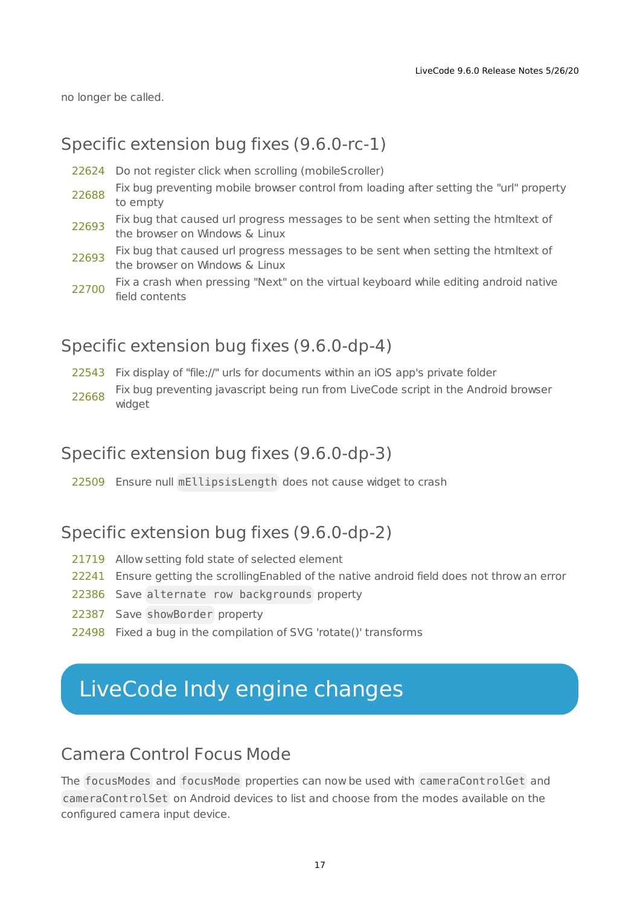no longer be called.

## Specific extension bug fixes (9.6.0-rc-1)

| | |
|---|---|
| 22624 | Do not register click when scrolling (mobileScroller) |
| 22688 | Fix bug preventing mobile browser control from loading after setting the "url" property to empty |
| 22693 | Fix bug that caused url progress messages to be sent when setting the htmltext of the browser on Windows & Linux |
| 22693 | Fix bug that caused url progress messages to be sent when setting the htmltext of the browser on Windows & Linux |
| 22700 | Fix a crash when pressing "Next" on the virtual keyboard while editing android native field contents |

## Specific extension bug fixes (9.6.0-dp-4)

| | |
|---|---|
| 22543 | Fix display of "file://" urls for documents within an iOS app's private folder |
| 22668 | Fix bug preventing javascript being run from LiveCode script in the Android browser widget |

## Specific extension bug fixes (9.6.0-dp-3)

| | |
|---|---|
| 22509 | Ensure null `mEllipsisLength` does not cause widget to crash |

## Specific extension bug fixes (9.6.0-dp-2)

| | |
|---|---|
| 21719 | Allow setting fold state of selected element |
| 22241 | Ensure getting the scrollingEnabled of the native android field does not throw an error |
| 22386 | Save `alternate row backgrounds` property |
| 22387 | Save `showBorder` property |
| 22498 | Fixed a bug in the compilation of SVG 'rotate()' transforms |

# LiveCode Indy engine changes

## Camera Control Focus Mode

The `focusModes` and `focusMode` properties can now be used with `cameraControlGet` and `cameraControlSet` on Android devices to list and choose from the modes available on the configured camera input device.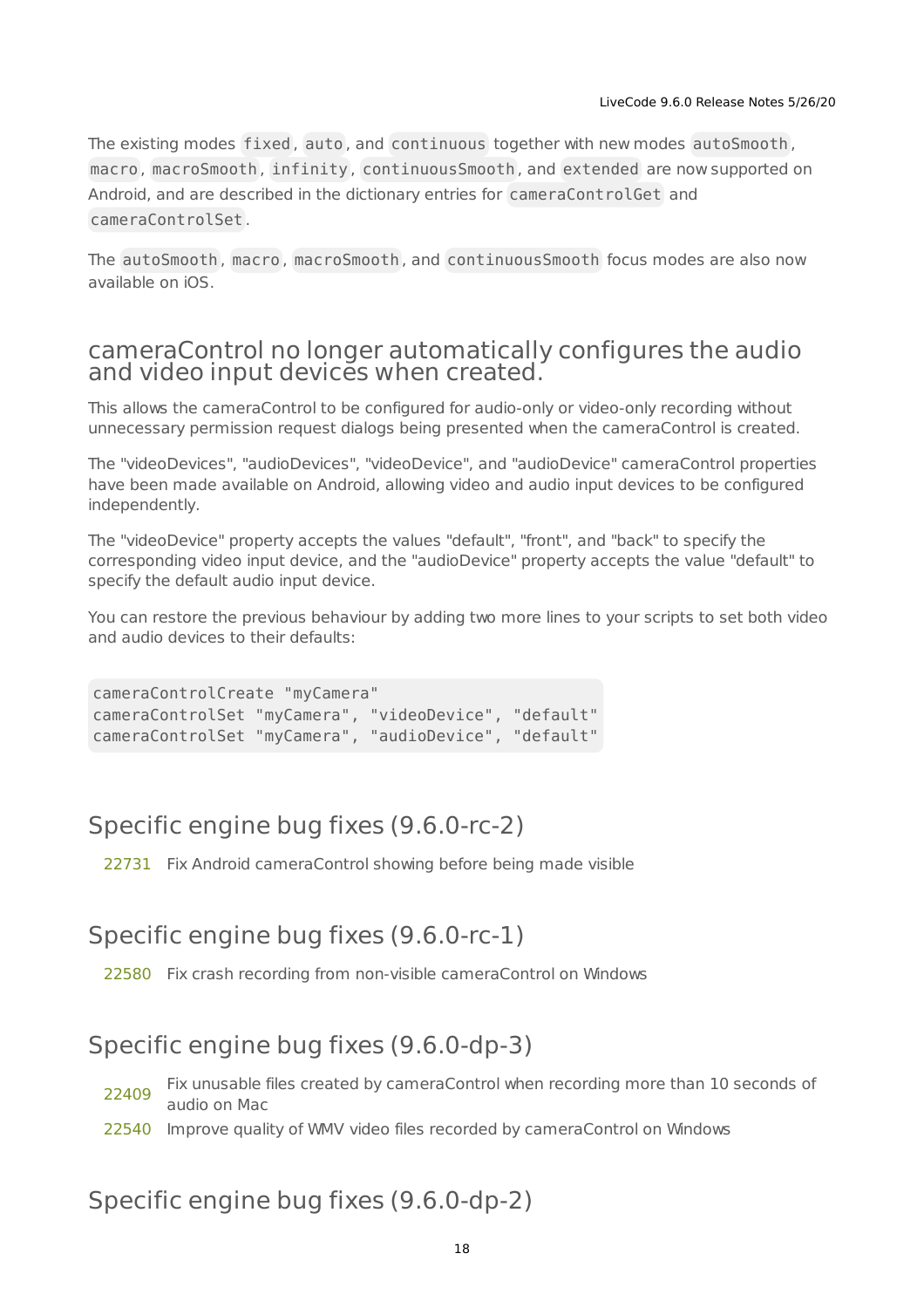The existing modes `fixed`, `auto`, and `continuous` together with new modes `autoSmooth`, `macro`, `macroSmooth`, `infinity`, `continuousSmooth`, and `extended` are now supported on Android, and are described in the dictionary entries for `cameraControlGet` and `cameraControlSet`.

The `autoSmooth`, `macro`, `macroSmooth`, and `continuousSmooth` focus modes are also now available on iOS.

## cameraControl no longer automatically configures the audio and video input devices when created.

This allows the cameraControl to be configured for audio-only or video-only recording without unnecessary permission request dialogs being presented when the cameraControl is created.

The "videoDevices", "audioDevices", "videoDevice", and "audioDevice" cameraControl properties have been made available on Android, allowing video and audio input devices to be configured independently.

The "videoDevice" property accepts the values "default", "front", and "back" to specify the corresponding video input device, and the "audioDevice" property accepts the value "default" to specify the default audio input device.

You can restore the previous behaviour by adding two more lines to your scripts to set both video and audio devices to their defaults:

```
cameraControlCreate "myCamera"
cameraControlSet "myCamera", "videoDevice", "default"
cameraControlSet "myCamera", "audioDevice", "default"
```

## Specific engine bug fixes (9.6.0-rc-2)

| | |
|---|---|
| 22731 | Fix Android cameraControl showing before being made visible |

## Specific engine bug fixes (9.6.0-rc-1)

| | |
|---|---|
| 22580 | Fix crash recording from non-visible cameraControl on Windows |

## Specific engine bug fixes (9.6.0-dp-3)

| | |
|---|---|
| 22409 | Fix unusable files created by cameraControl when recording more than 10 seconds of audio on Mac |
| 22540 | Improve quality of WMV video files recorded by cameraControl on Windows |

## Specific engine bug fixes (9.6.0-dp-2)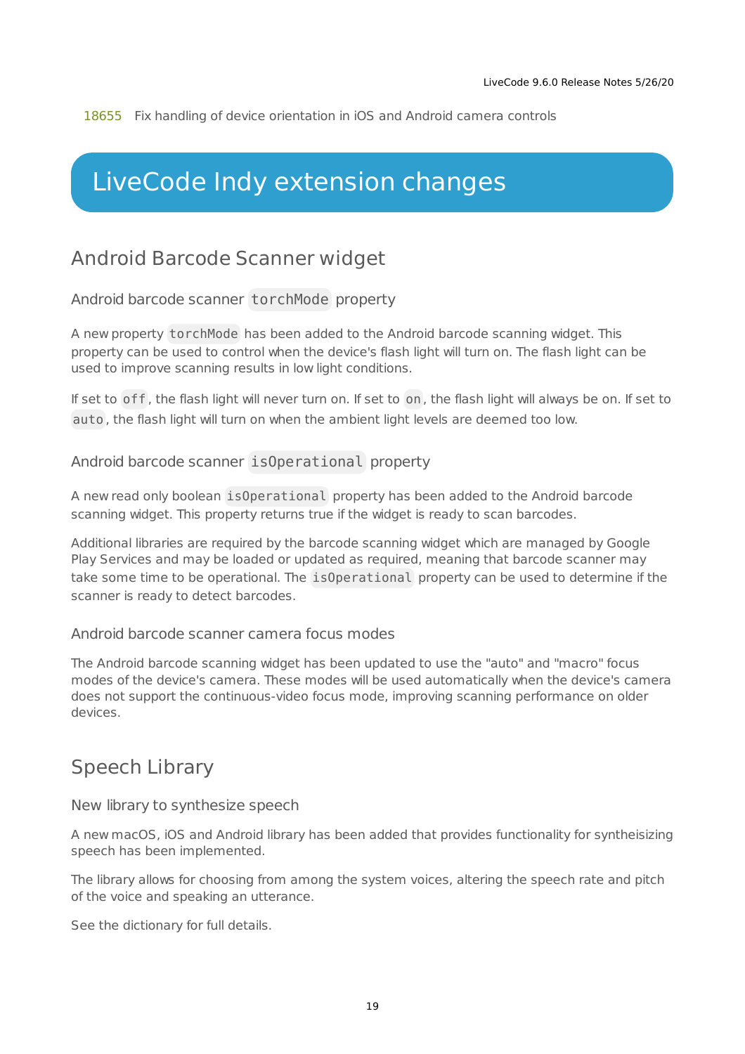18655 Fix handling of device orientation in iOS and Android camera controls

# LiveCode Indy extension changes

## Android Barcode Scanner widget

### Android barcode scanner `torchMode` property

A new property `torchMode` has been added to the Android barcode scanning widget. This property can be used to control when the device's flash light will turn on. The flash light can be used to improve scanning results in low light conditions.

If set to `off`, the flash light will never turn on. If set to `on`, the flash light will always be on. If set to `auto`, the flash light will turn on when the ambient light levels are deemed too low.

### Android barcode scanner `isOperational` property

A new read only boolean `isOperational` property has been added to the Android barcode scanning widget. This property returns true if the widget is ready to scan barcodes.

Additional libraries are required by the barcode scanning widget which are managed by Google Play Services and may be loaded or updated as required, meaning that barcode scanner may take some time to be operational. The `isOperational` property can be used to determine if the scanner is ready to detect barcodes.

### Android barcode scanner camera focus modes

The Android barcode scanning widget has been updated to use the "auto" and "macro" focus modes of the device's camera. These modes will be used automatically when the device's camera does not support the continuous-video focus mode, improving scanning performance on older devices.

## Speech Library

### New library to synthesize speech

A new macOS, iOS and Android library has been added that provides functionality for syntheisizing speech has been implemented.

The library allows for choosing from among the system voices, altering the speech rate and pitch of the voice and speaking an utterance.

See the dictionary for full details.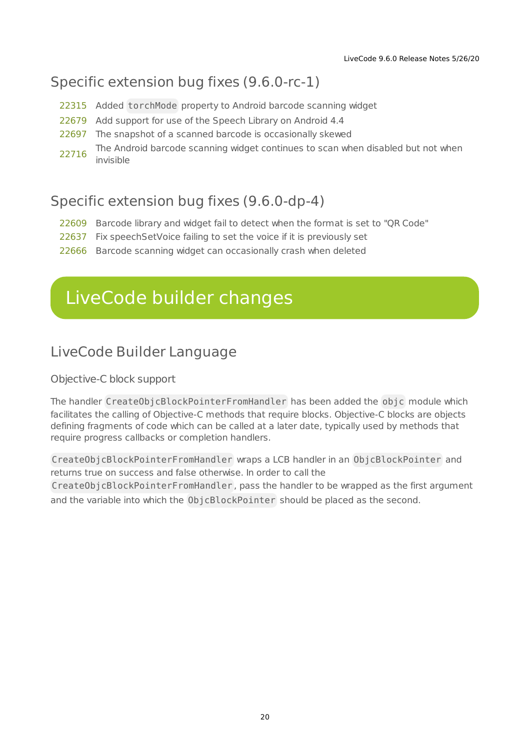## Specific extension bug fixes (9.6.0-rc-1)

| | |
|---|---|
| 22315 | Added `torchMode` property to Android barcode scanning widget |
| 22679 | Add support for use of the Speech Library on Android 4.4 |
| 22697 | The snapshot of a scanned barcode is occasionally skewed |
| 22716 | The Android barcode scanning widget continues to scan when disabled but not when invisible |

## Specific extension bug fixes (9.6.0-dp-4)

| | |
|---|---|
| 22609 | Barcode library and widget fail to detect when the format is set to "QR Code" |
| 22637 | Fix speechSetVoice failing to set the voice if it is previously set |
| 22666 | Barcode scanning widget can occasionally crash when deleted |

# LiveCode builder changes

## LiveCode Builder Language

### Objective-C block support

The handler `CreateObjcBlockPointerFromHandler` has been added the `objc` module which facilitates the calling of Objective-C methods that require blocks. Objective-C blocks are objects defining fragments of code which can be called at a later date, typically used by methods that require progress callbacks or completion handlers.

`CreateObjcBlockPointerFromHandler` wraps a LCB handler in an `ObjcBlockPointer` and returns true on success and false otherwise. In order to call the `CreateObjcBlockPointerFromHandler`, pass the handler to be wrapped as the first argument and the variable into which the `ObjcBlockPointer` should be placed as the second.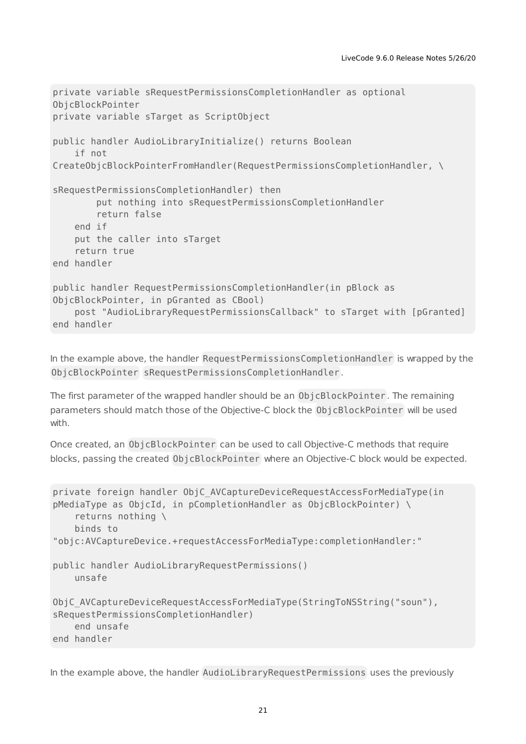```
private variable sRequestPermissionsCompletionHandler as optional
ObjcBlockPointer
private variable sTarget as ScriptObject

public handler AudioLibraryInitialize() returns Boolean
    if not
CreateObjcBlockPointerFromHandler(RequestPermissionsCompletionHandler, \

sRequestPermissionsCompletionHandler) then
        put nothing into sRequestPermissionsCompletionHandler
        return false
    end if
    put the caller into sTarget
    return true
end handler

public handler RequestPermissionsCompletionHandler(in pBlock as
ObjcBlockPointer, in pGranted as CBool)
    post "AudioLibraryRequestPermissionsCallback" to sTarget with [pGranted]
end handler
```

In the example above, the handler `RequestPermissionsCompletionHandler` is wrapped by the `ObjcBlockPointer` `sRequestPermissionsCompletionHandler`.

The first parameter of the wrapped handler should be an `ObjcBlockPointer`. The remaining parameters should match those of the Objective-C block the `ObjcBlockPointer` will be used with.

Once created, an `ObjcBlockPointer` can be used to call Objective-C methods that require blocks, passing the created `ObjcBlockPointer` where an Objective-C block would be expected.

```
private foreign handler ObjC_AVCaptureDeviceRequestAccessForMediaType(in
pMediaType as ObjcId, in pCompletionHandler as ObjcBlockPointer) \
    returns nothing \
    binds to
"objc:AVCaptureDevice.+requestAccessForMediaType:completionHandler:"

public handler AudioLibraryRequestPermissions()
    unsafe

ObjC_AVCaptureDeviceRequestAccessForMediaType(StringToNSString("soun"),
sRequestPermissionsCompletionHandler)
    end unsafe
end handler
```

In the example above, the handler `AudioLibraryRequestPermissions` uses the previously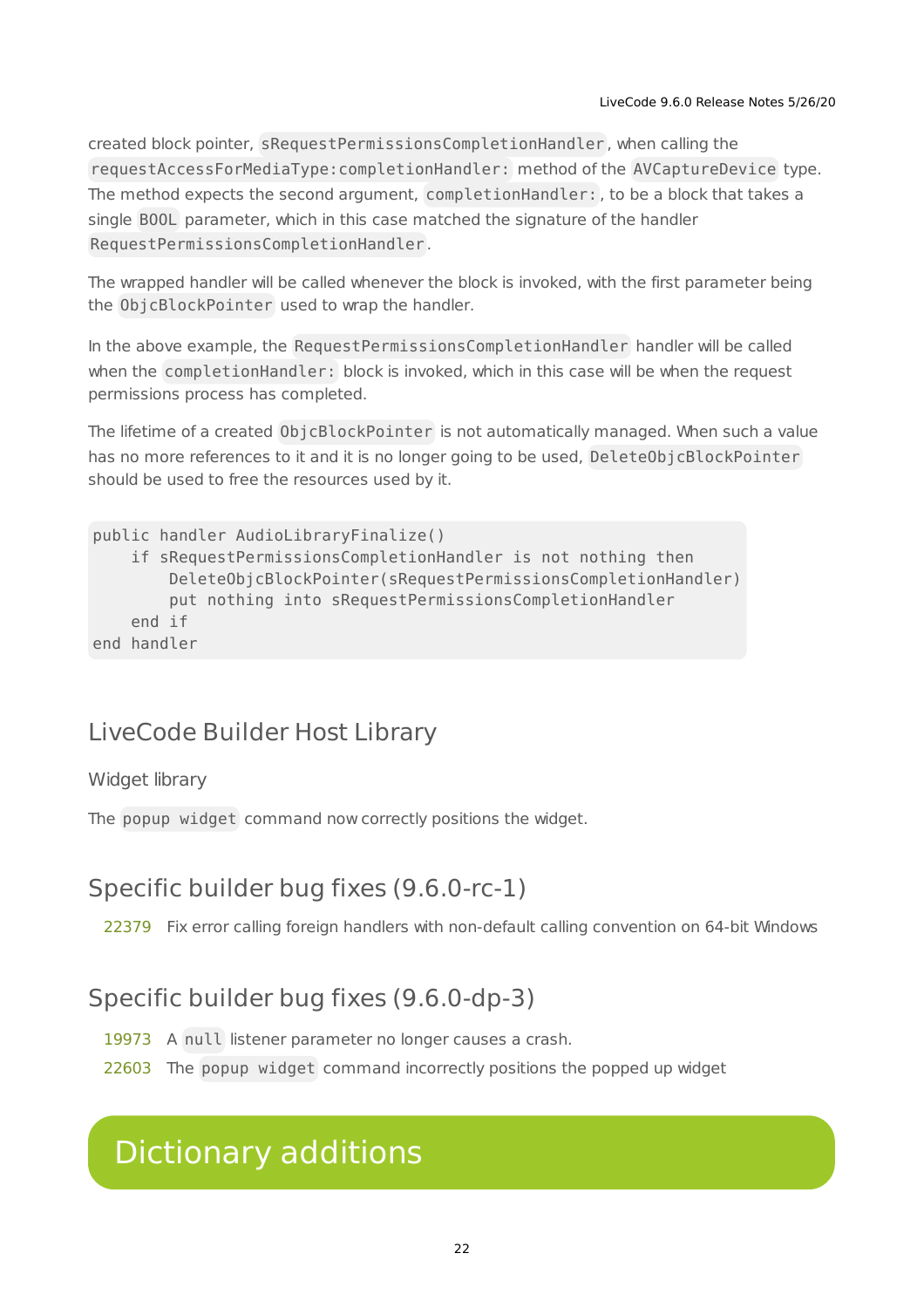created block pointer, `sRequestPermissionsCompletionHandler`, when calling the `requestAccessForMediaType:completionHandler:` method of the `AVCaptureDevice` type. The method expects the second argument, `completionHandler:`, to be a block that takes a single `BOOL` parameter, which in this case matched the signature of the handler `RequestPermissionsCompletionHandler`.

The wrapped handler will be called whenever the block is invoked, with the first parameter being the `ObjcBlockPointer` used to wrap the handler.

In the above example, the `RequestPermissionsCompletionHandler` handler will be called when the `completionHandler:` block is invoked, which in this case will be when the request permissions process has completed.

The lifetime of a created `ObjcBlockPointer` is not automatically managed. When such a value has no more references to it and it is no longer going to be used, `DeleteObjcBlockPointer` should be used to free the resources used by it.

```
public handler AudioLibraryFinalize()
    if sRequestPermissionsCompletionHandler is not nothing then
        DeleteObjcBlockPointer(sRequestPermissionsCompletionHandler)
        put nothing into sRequestPermissionsCompletionHandler
    end if
end handler
```

## LiveCode Builder Host Library

### Widget library

The `popup widget` command now correctly positions the widget.

## Specific builder bug fixes (9.6.0-rc-1)

| | |
|---|---|
| 22379 | Fix error calling foreign handlers with non-default calling convention on 64-bit Windows |

## Specific builder bug fixes (9.6.0-dp-3)

| | |
|---|---|
| 19973 | A `null` listener parameter no longer causes a crash. |
| 22603 | The `popup widget` command incorrectly positions the popped up widget |

# Dictionary additions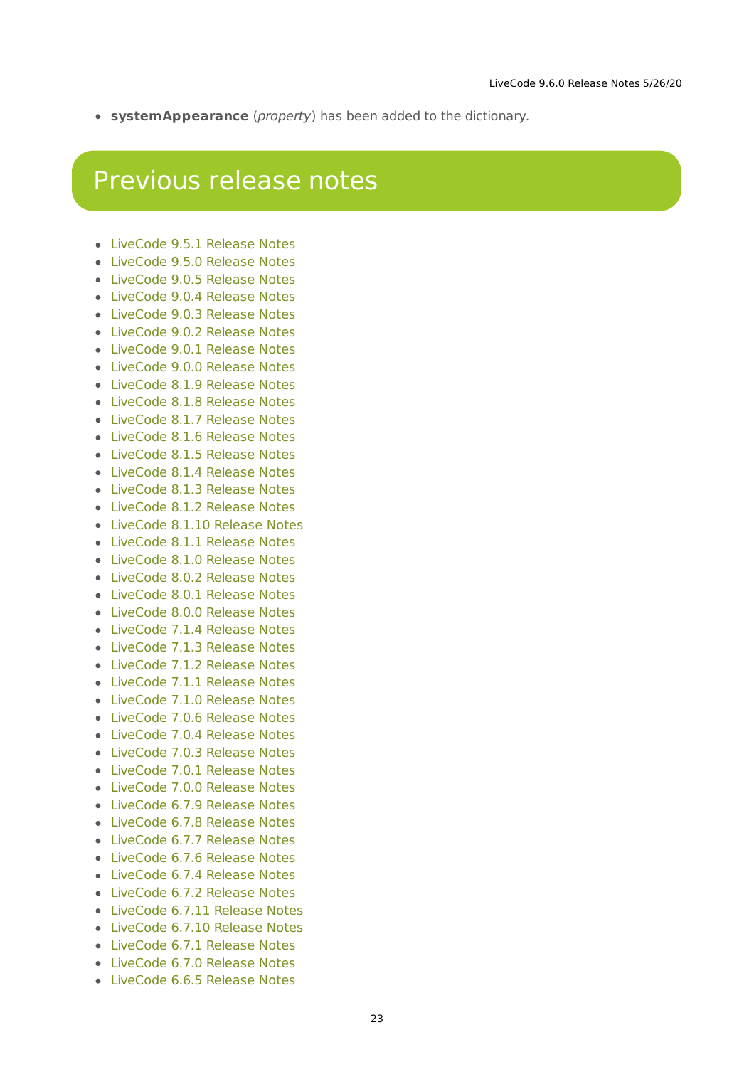- **systemAppearance** (*property*) has been added to the dictionary.

# Previous release notes

- LiveCode 9.5.1 Release Notes
- LiveCode 9.5.0 Release Notes
- LiveCode 9.0.5 Release Notes
- LiveCode 9.0.4 Release Notes
- LiveCode 9.0.3 Release Notes
- LiveCode 9.0.2 Release Notes
- LiveCode 9.0.1 Release Notes
- LiveCode 9.0.0 Release Notes
- LiveCode 8.1.9 Release Notes
- LiveCode 8.1.8 Release Notes
- LiveCode 8.1.7 Release Notes
- LiveCode 8.1.6 Release Notes
- LiveCode 8.1.5 Release Notes
- LiveCode 8.1.4 Release Notes
- LiveCode 8.1.3 Release Notes
- LiveCode 8.1.2 Release Notes
- LiveCode 8.1.10 Release Notes
- LiveCode 8.1.1 Release Notes
- LiveCode 8.1.0 Release Notes
- LiveCode 8.0.2 Release Notes
- LiveCode 8.0.1 Release Notes
- LiveCode 8.0.0 Release Notes
- LiveCode 7.1.4 Release Notes
- LiveCode 7.1.3 Release Notes
- LiveCode 7.1.2 Release Notes
- LiveCode 7.1.1 Release Notes
- LiveCode 7.1.0 Release Notes
- LiveCode 7.0.6 Release Notes
- LiveCode 7.0.4 Release Notes
- LiveCode 7.0.3 Release Notes
- LiveCode 7.0.1 Release Notes
- LiveCode 7.0.0 Release Notes
- LiveCode 6.7.9 Release Notes
- LiveCode 6.7.8 Release Notes
- LiveCode 6.7.7 Release Notes
- LiveCode 6.7.6 Release Notes
- LiveCode 6.7.4 Release Notes
- LiveCode 6.7.2 Release Notes
- LiveCode 6.7.11 Release Notes
- LiveCode 6.7.10 Release Notes
- LiveCode 6.7.1 Release Notes
- LiveCode 6.7.0 Release Notes
- LiveCode 6.6.5 Release Notes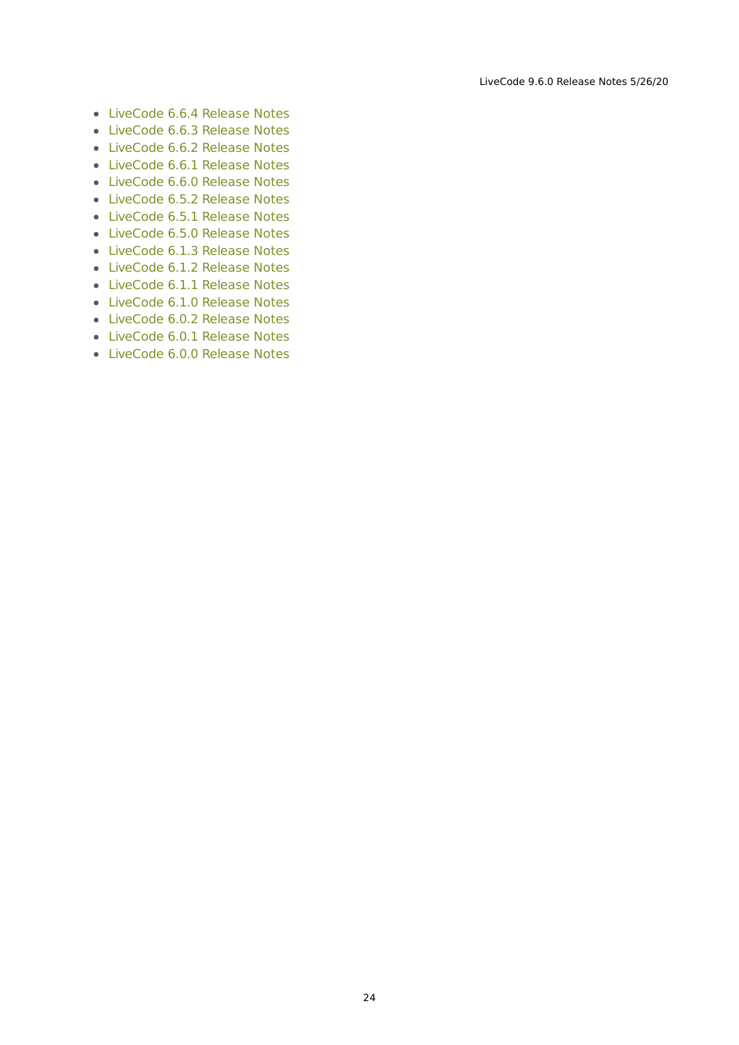- LiveCode 6.6.4 Release Notes
- LiveCode 6.6.3 Release Notes
- LiveCode 6.6.2 Release Notes
- LiveCode 6.6.1 Release Notes
- LiveCode 6.6.0 Release Notes
- LiveCode 6.5.2 Release Notes
- LiveCode 6.5.1 Release Notes
- LiveCode 6.5.0 Release Notes
- LiveCode 6.1.3 Release Notes
- LiveCode 6.1.2 Release Notes
- LiveCode 6.1.1 Release Notes
- LiveCode 6.1.0 Release Notes
- LiveCode 6.0.2 Release Notes
- LiveCode 6.0.1 Release Notes
- LiveCode 6.0.0 Release Notes